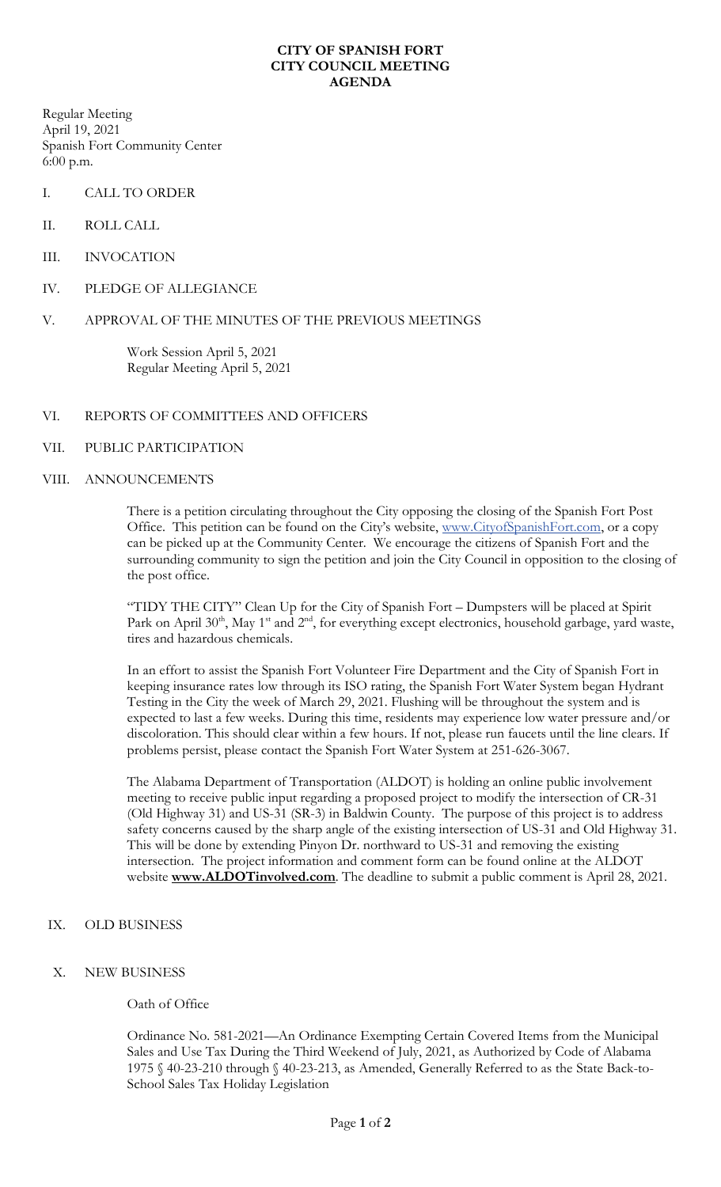**CITY OF SPANISH FORT**
**CITY COUNCIL MEETING**
**AGENDA**

Regular Meeting
April 19, 2021
Spanish Fort Community Center
6:00 p.m.

I. CALL TO ORDER

II. ROLL CALL

III. INVOCATION

IV. PLEDGE OF ALLEGIANCE

V. APPROVAL OF THE MINUTES OF THE PREVIOUS MEETINGS

Work Session April 5, 2021
Regular Meeting April 5, 2021

VI. REPORTS OF COMMITTEES AND OFFICERS

VII. PUBLIC PARTICIPATION

VIII. ANNOUNCEMENTS

There is a petition circulating throughout the City opposing the closing of the Spanish Fort Post Office. This petition can be found on the City's website, www.CityofSpanishFort.com, or a copy can be picked up at the Community Center. We encourage the citizens of Spanish Fort and the surrounding community to sign the petition and join the City Council in opposition to the closing of the post office.

"TIDY THE CITY" Clean Up for the City of Spanish Fort – Dumpsters will be placed at Spirit Park on April 30th, May 1st and 2nd, for everything except electronics, household garbage, yard waste, tires and hazardous chemicals.

In an effort to assist the Spanish Fort Volunteer Fire Department and the City of Spanish Fort in keeping insurance rates low through its ISO rating, the Spanish Fort Water System began Hydrant Testing in the City the week of March 29, 2021. Flushing will be throughout the system and is expected to last a few weeks. During this time, residents may experience low water pressure and/or discoloration. This should clear within a few hours. If not, please run faucets until the line clears. If problems persist, please contact the Spanish Fort Water System at 251-626-3067.

The Alabama Department of Transportation (ALDOT) is holding an online public involvement meeting to receive public input regarding a proposed project to modify the intersection of CR-31 (Old Highway 31) and US-31 (SR-3) in Baldwin County. The purpose of this project is to address safety concerns caused by the sharp angle of the existing intersection of US-31 and Old Highway 31. This will be done by extending Pinyon Dr. northward to US-31 and removing the existing intersection. The project information and comment form can be found online at the ALDOT website **www.ALDOTinvolved.com**. The deadline to submit a public comment is April 28, 2021.

IX. OLD BUSINESS

X. NEW BUSINESS

Oath of Office

Ordinance No. 581-2021—An Ordinance Exempting Certain Covered Items from the Municipal Sales and Use Tax During the Third Weekend of July, 2021, as Authorized by Code of Alabama 1975 § 40-23-210 through § 40-23-213, as Amended, Generally Referred to as the State Back-to-School Sales Tax Holiday Legislation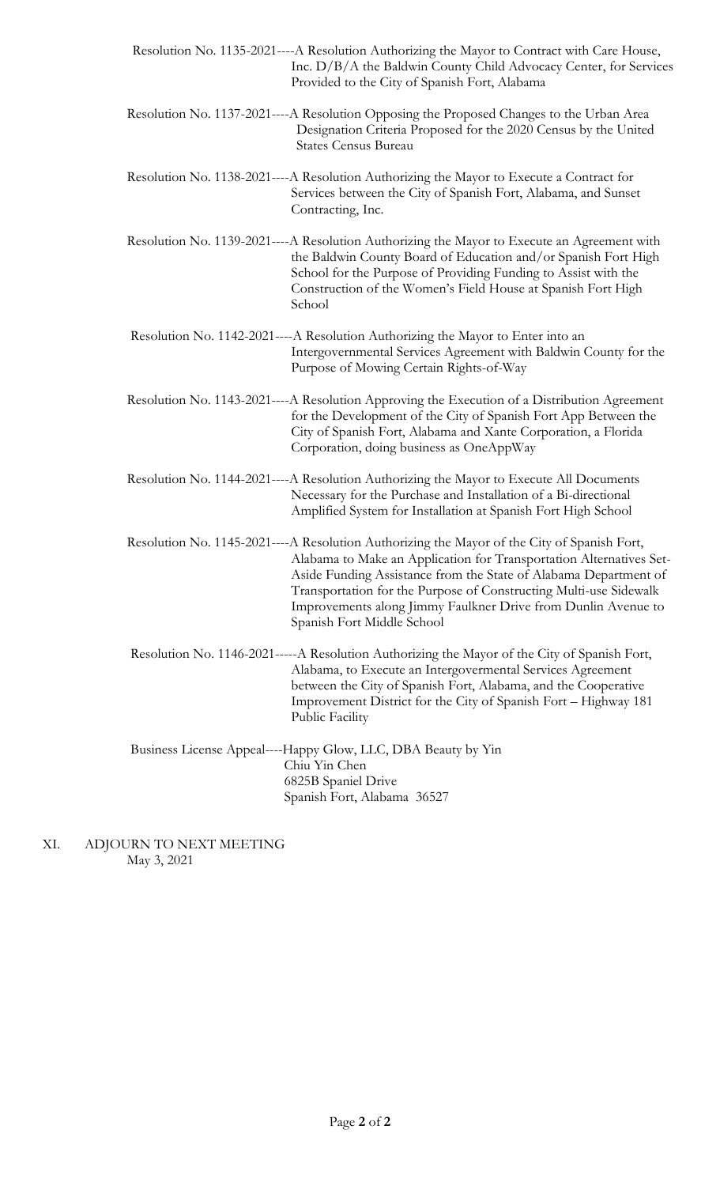Resolution No. 1135-2021----A Resolution Authorizing the Mayor to Contract with Care House, Inc. D/B/A the Baldwin County Child Advocacy Center, for Services Provided to the City of Spanish Fort, Alabama

Resolution No. 1137-2021----A Resolution Opposing the Proposed Changes to the Urban Area Designation Criteria Proposed for the 2020 Census by the United States Census Bureau

Resolution No. 1138-2021----A Resolution Authorizing the Mayor to Execute a Contract for Services between the City of Spanish Fort, Alabama, and Sunset Contracting, Inc.

Resolution No. 1139-2021----A Resolution Authorizing the Mayor to Execute an Agreement with the Baldwin County Board of Education and/or Spanish Fort High School for the Purpose of Providing Funding to Assist with the Construction of the Women's Field House at Spanish Fort High School

Resolution No. 1142-2021----A Resolution Authorizing the Mayor to Enter into an Intergovernmental Services Agreement with Baldwin County for the Purpose of Mowing Certain Rights-of-Way

Resolution No. 1143-2021----A Resolution Approving the Execution of a Distribution Agreement for the Development of the City of Spanish Fort App Between the City of Spanish Fort, Alabama and Xante Corporation, a Florida Corporation, doing business as OneAppWay

Resolution No. 1144-2021----A Resolution Authorizing the Mayor to Execute All Documents Necessary for the Purchase and Installation of a Bi-directional Amplified System for Installation at Spanish Fort High School

Resolution No. 1145-2021----A Resolution Authorizing the Mayor of the City of Spanish Fort, Alabama to Make an Application for Transportation Alternatives Set-Aside Funding Assistance from the State of Alabama Department of Transportation for the Purpose of Constructing Multi-use Sidewalk Improvements along Jimmy Faulkner Drive from Dunlin Avenue to Spanish Fort Middle School

Resolution No. 1146-2021-----A Resolution Authorizing the Mayor of the City of Spanish Fort, Alabama, to Execute an Intergovermental Services Agreement between the City of Spanish Fort, Alabama, and the Cooperative Improvement District for the City of Spanish Fort – Highway 181 Public Facility

Business License Appeal----Happy Glow, LLC, DBA Beauty by Yin
Chiu Yin Chen
6825B Spaniel Drive
Spanish Fort, Alabama 36527

XI. ADJOURN TO NEXT MEETING
May 3, 2021